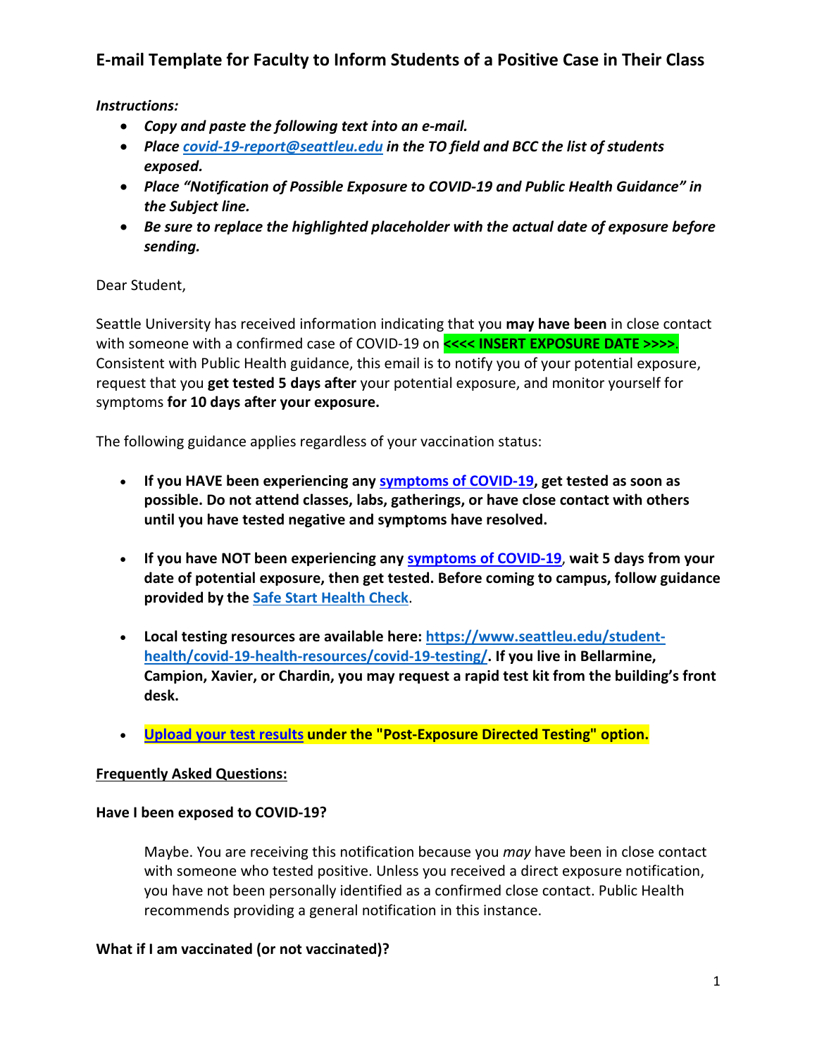# E-mail Template for Faculty to Inform Students of a Positive Case in Their Class

***Instructions:***

- ***Copy and paste the following text into an e-mail.***
- ***Place [covid-19-report@seattleu.edu](mailto:covid-19-report@seattleu.edu) in the TO field and BCC the list of students exposed.***
- ***Place "Notification of Possible Exposure to COVID-19 and Public Health Guidance" in the Subject line.***
- ***Be sure to replace the highlighted placeholder with the actual date of exposure before sending.***

Dear Student,

Seattle University has received information indicating that you **may have been** in close contact with someone with a confirmed case of COVID-19 on **<<<< INSERT EXPOSURE DATE >>>>**. Consistent with Public Health guidance, this email is to notify you of your potential exposure, request that you **get tested 5 days after** your potential exposure, and monitor yourself for symptoms **for 10 days after your exposure.**

The following guidance applies regardless of your vaccination status:

- **If you HAVE been experiencing any [symptoms of COVID-19](), get tested as soon as possible. Do not attend classes, labs, gatherings, or have close contact with others until you have tested negative and symptoms have resolved.**

- **If you have NOT been experiencing any [symptoms of COVID-19](), wait 5 days from your date of potential exposure, then get tested. Before coming to campus, follow guidance provided by the [Safe Start Health Check]().**

- **Local testing resources are available here: [https://www.seattleu.edu/student-health/covid-19-health-resources/covid-19-testing/](https://www.seattleu.edu/student-health/covid-19-health-resources/covid-19-testing/). If you live in Bellarmine, Campion, Xavier, or Chardin, you may request a rapid test kit from the building's front desk.**

- **[Upload your test results]() under the "Post-Exposure Directed Testing" option.**

**Frequently Asked Questions:**

**Have I been exposed to COVID-19?**

> Maybe. You are receiving this notification because you *may* have been in close contact with someone who tested positive. Unless you received a direct exposure notification, you have not been personally identified as a confirmed close contact. Public Health recommends providing a general notification in this instance.

**What if I am vaccinated (or not vaccinated)?**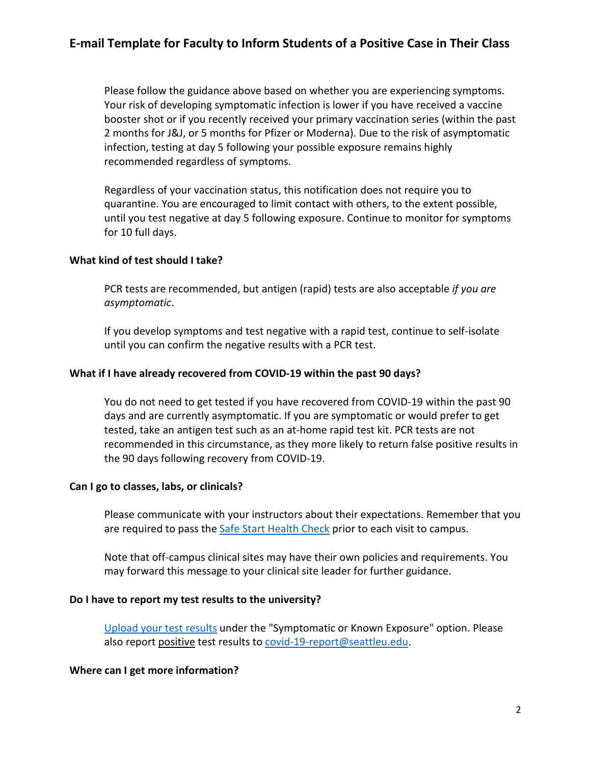Please follow the guidance above based on whether you are experiencing symptoms. Your risk of developing symptomatic infection is lower if you have received a vaccine booster shot or if you recently received your primary vaccination series (within the past 2 months for J&J, or 5 months for Pfizer or Moderna). Due to the risk of asymptomatic infection, testing at day 5 following your possible exposure remains highly recommended regardless of symptoms.

Regardless of your vaccination status, this notification does not require you to quarantine. You are encouraged to limit contact with others, to the extent possible, until you test negative at day 5 following exposure. Continue to monitor for symptoms for 10 full days.

**What kind of test should I take?**

PCR tests are recommended, but antigen (rapid) tests are also acceptable *if you are asymptomatic*.

If you develop symptoms and test negative with a rapid test, continue to self-isolate until you can confirm the negative results with a PCR test.

**What if I have already recovered from COVID-19 within the past 90 days?**

You do not need to get tested if you have recovered from COVID-19 within the past 90 days and are currently asymptomatic. If you are symptomatic or would prefer to get tested, take an antigen test such as an at-home rapid test kit. PCR tests are not recommended in this circumstance, as they more likely to return false positive results in the 90 days following recovery from COVID-19.

**Can I go to classes, labs, or clinicals?**

Please communicate with your instructors about their expectations. Remember that you are required to pass the [Safe Start Health Check]() prior to each visit to campus.

Note that off-campus clinical sites may have their own policies and requirements. You may forward this message to your clinical site leader for further guidance.

**Do I have to report my test results to the university?**

[Upload your test results]() under the "Symptomatic or Known Exposure" option. Please also report <u>positive</u> test results to [covid-19-report@seattleu.edu](mailto:covid-19-report@seattleu.edu).

**Where can I get more information?**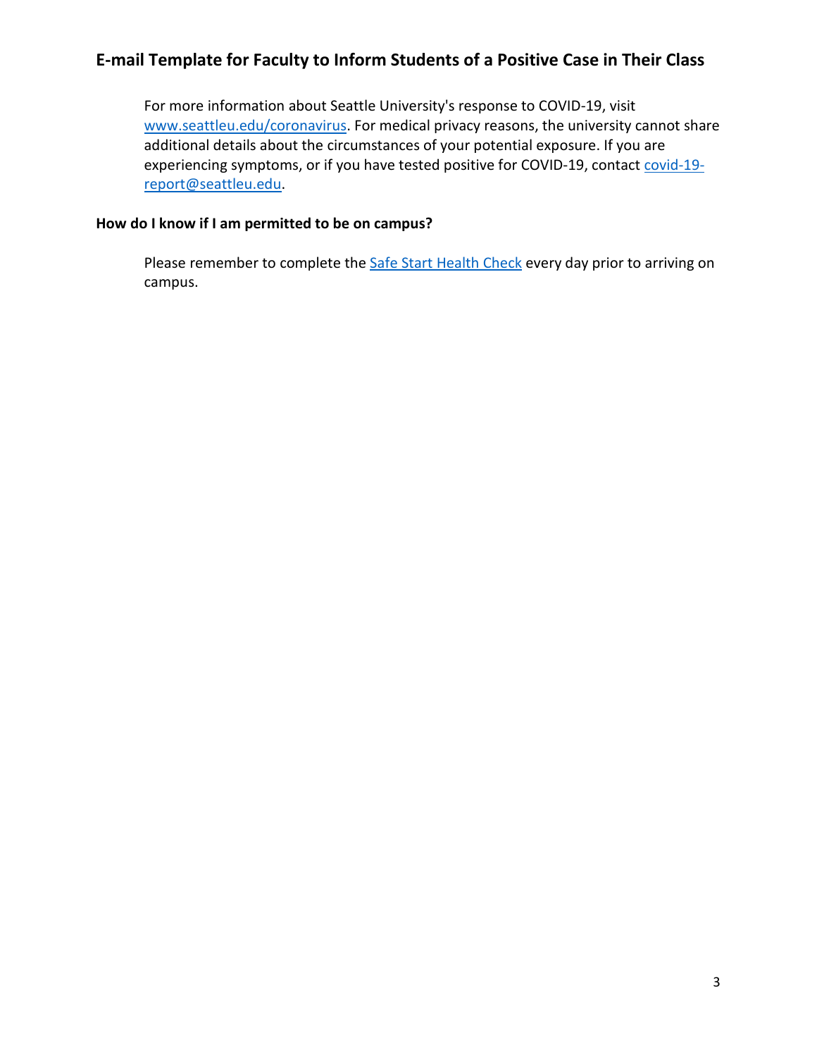## E-mail Template for Faculty to Inform Students of a Positive Case in Their Class

For more information about Seattle University's response to COVID-19, visit [www.seattleu.edu/coronavirus](www.seattleu.edu/coronavirus). For medical privacy reasons, the university cannot share additional details about the circumstances of your potential exposure. If you are experiencing symptoms, or if you have tested positive for COVID-19, contact [covid-19-report@seattleu.edu](mailto:covid-19-report@seattleu.edu).

**How do I know if I am permitted to be on campus?**

Please remember to complete the Safe Start Health Check every day prior to arriving on campus.